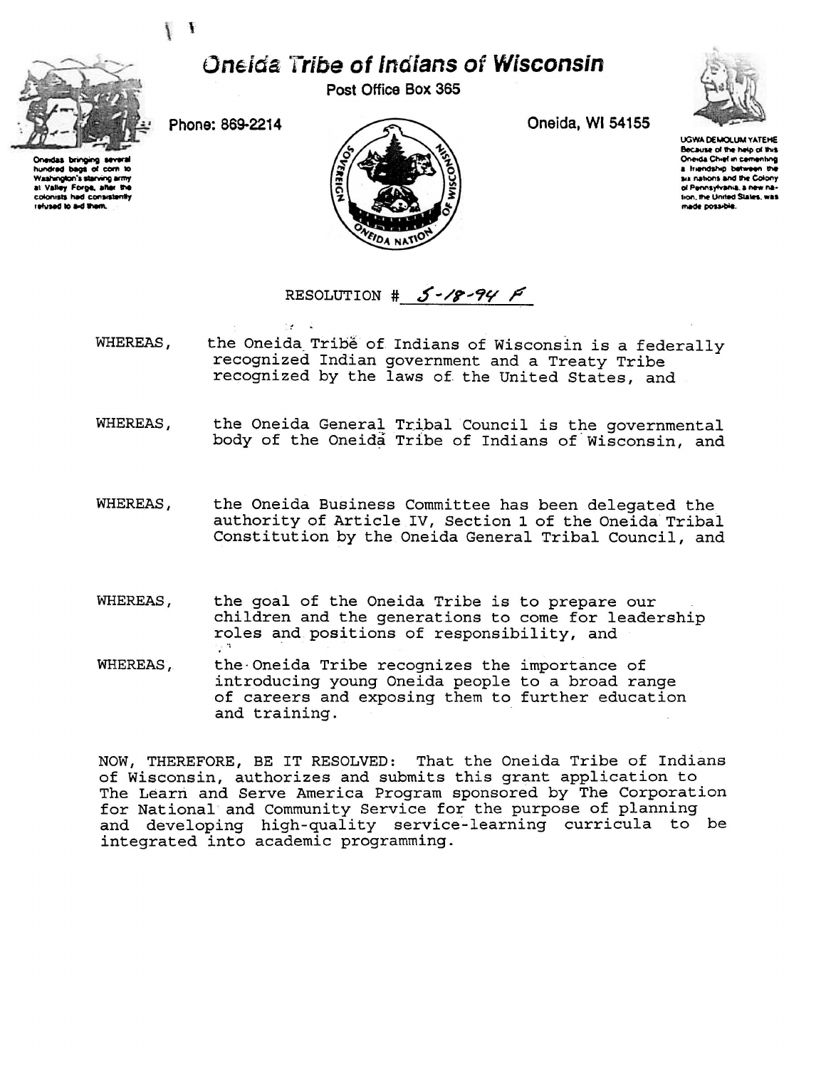# Oneida Tribe of Indians of Wisconsin

Post Office Box 365

Phone: 869-2214

Oneida, WI 54155

Onеidas bringing several hundred bags of corn to Washington's starving army at Valley Forge, after the colonists had consistently refused to aid them.

UGWA DEMOLUM YATEHE
Because of the help of this Oneida Chief in cementing a friendship between the six nations and the Colony of Pennsylvania, a new nation, the United States, was made possible.

RESOLUTION # 5-18-94 F

WHEREAS, the Oneida Tribe of Indians of Wisconsin is a federally recognized Indian government and a Treaty Tribe recognized by the laws of the United States, and

WHEREAS, the Oneida General Tribal Council is the governmental body of the Oneida Tribe of Indians of Wisconsin, and

WHEREAS, the Oneida Business Committee has been delegated the authority of Article IV, Section 1 of the Oneida Tribal Constitution by the Oneida General Tribal Council, and

WHEREAS, the goal of the Oneida Tribe is to prepare our children and the generations to come for leadership roles and positions of responsibility, and

WHEREAS, the Oneida Tribe recognizes the importance of introducing young Oneida people to a broad range of careers and exposing them to further education and training.

NOW, THEREFORE, BE IT RESOLVED: That the Oneida Tribe of Indians of Wisconsin, authorizes and submits this grant application to The Learn and Serve America Program sponsored by The Corporation for National and Community Service for the purpose of planning and developing high-quality service-learning curricula to be integrated into academic programming.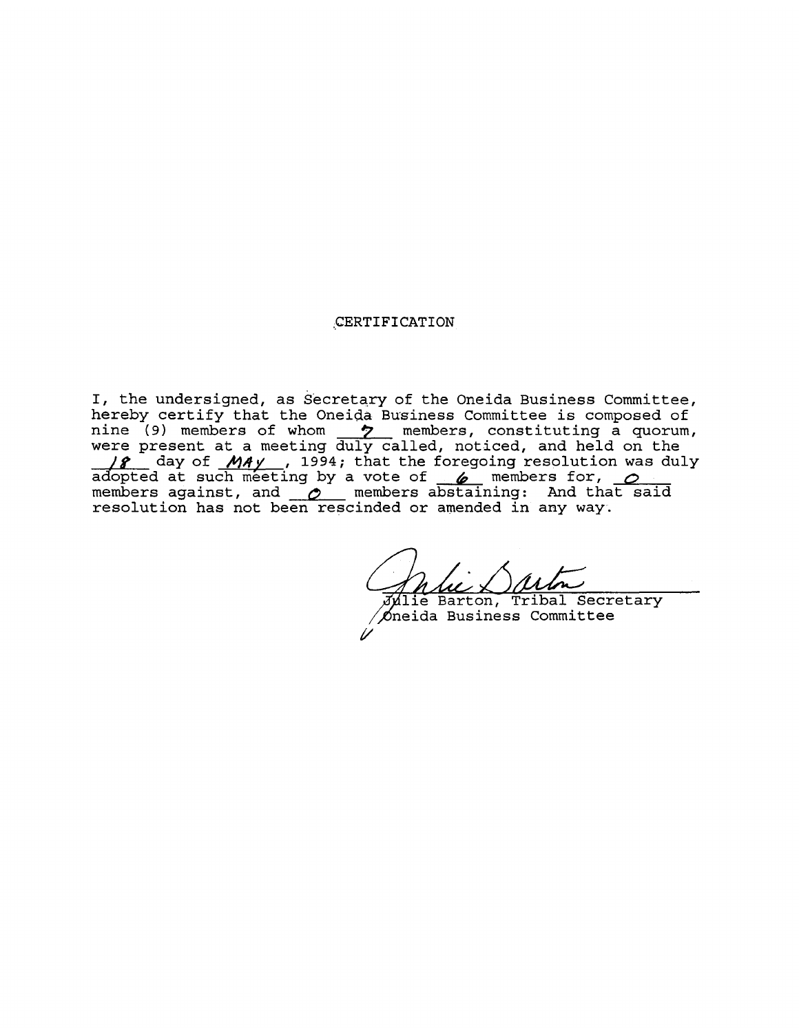# CERTIFICATION

I, the undersigned, as Secretary of the Oneida Business Committee, hereby certify that the Oneida Business Committee is composed of nine (9) members of whom 7 members, constituting a quorum, were present at a meeting duly called, noticed, and held on the 18 day of MAY, 1994; that the foregoing resolution was duly adopted at such meeting by a vote of 6 members for, 0 members against, and 0 members abstaining: And that said resolution has not been rescinded or amended in any way.

Julie Barton, Tribal Secretary
Oneida Business Committee